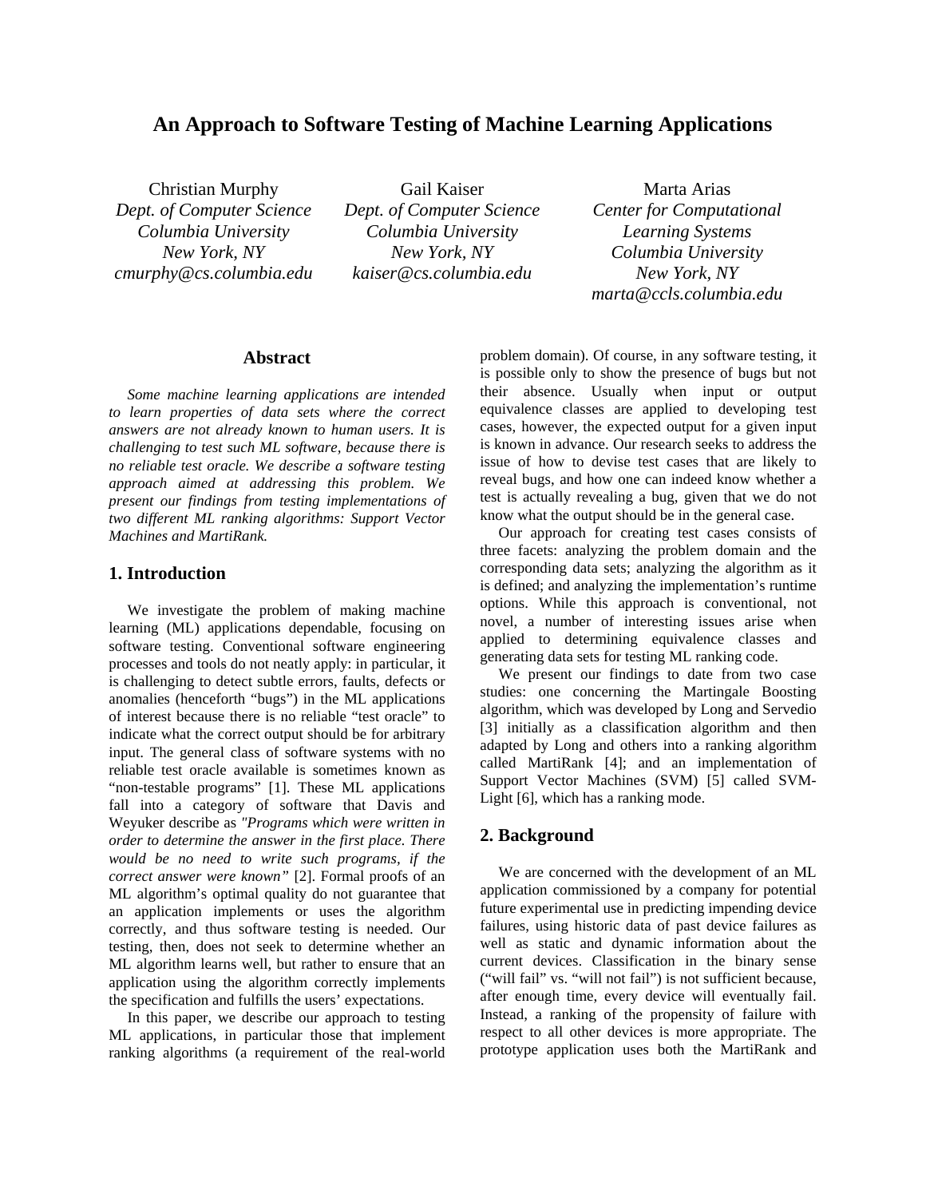# An Approach to Software Testing of Machine Learning Applications

Christian Murphy
*Dept. of Computer Science*
*Columbia University*
*New York, NY*
*cmurphy@cs.columbia.edu*

Gail Kaiser
*Dept. of Computer Science*
*Columbia University*
*New York, NY*
*kaiser@cs.columbia.edu*

Marta Arias
*Center for Computational Learning Systems*
*Columbia University*
*New York, NY*
*marta@ccls.columbia.edu*

## Abstract

*Some machine learning applications are intended to learn properties of data sets where the correct answers are not already known to human users. It is challenging to test such ML software, because there is no reliable test oracle. We describe a software testing approach aimed at addressing this problem. We present our findings from testing implementations of two different ML ranking algorithms: Support Vector Machines and MartiRank.*

## 1. Introduction

We investigate the problem of making machine learning (ML) applications dependable, focusing on software testing. Conventional software engineering processes and tools do not neatly apply: in particular, it is challenging to detect subtle errors, faults, defects or anomalies (henceforth "bugs") in the ML applications of interest because there is no reliable "test oracle" to indicate what the correct output should be for arbitrary input. The general class of software systems with no reliable test oracle available is sometimes known as "non-testable programs" [1]. These ML applications fall into a category of software that Davis and Weyuker describe as *"Programs which were written in order to determine the answer in the first place. There would be no need to write such programs, if the correct answer were known"* [2]. Formal proofs of an ML algorithm's optimal quality do not guarantee that an application implements or uses the algorithm correctly, and thus software testing is needed. Our testing, then, does not seek to determine whether an ML algorithm learns well, but rather to ensure that an application using the algorithm correctly implements the specification and fulfills the users' expectations.

In this paper, we describe our approach to testing ML applications, in particular those that implement ranking algorithms (a requirement of the real-world problem domain). Of course, in any software testing, it is possible only to show the presence of bugs but not their absence. Usually when input or output equivalence classes are applied to developing test cases, however, the expected output for a given input is known in advance. Our research seeks to address the issue of how to devise test cases that are likely to reveal bugs, and how one can indeed know whether a test is actually revealing a bug, given that we do not know what the output should be in the general case.

Our approach for creating test cases consists of three facets: analyzing the problem domain and the corresponding data sets; analyzing the algorithm as it is defined; and analyzing the implementation's runtime options. While this approach is conventional, not novel, a number of interesting issues arise when applied to determining equivalence classes and generating data sets for testing ML ranking code.

We present our findings to date from two case studies: one concerning the Martingale Boosting algorithm, which was developed by Long and Servedio [3] initially as a classification algorithm and then adapted by Long and others into a ranking algorithm called MartiRank [4]; and an implementation of Support Vector Machines (SVM) [5] called SVM-Light [6], which has a ranking mode.

## 2. Background

We are concerned with the development of an ML application commissioned by a company for potential future experimental use in predicting impending device failures, using historic data of past device failures as well as static and dynamic information about the current devices. Classification in the binary sense ("will fail" vs. "will not fail") is not sufficient because, after enough time, every device will eventually fail. Instead, a ranking of the propensity of failure with respect to all other devices is more appropriate. The prototype application uses both the MartiRank and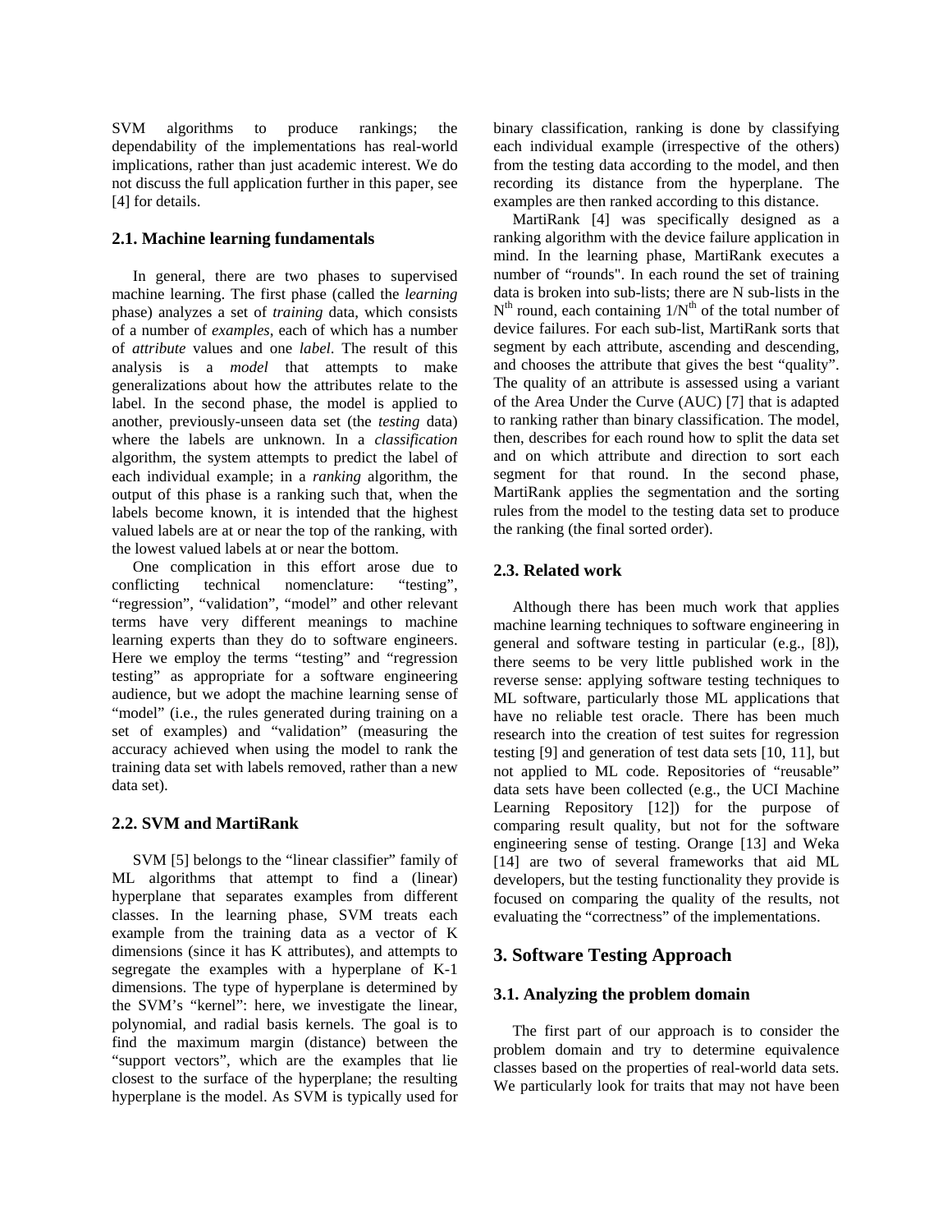SVM algorithms to produce rankings; the dependability of the implementations has real-world implications, rather than just academic interest. We do not discuss the full application further in this paper, see [4] for details.

### 2.1. Machine learning fundamentals

In general, there are two phases to supervised machine learning. The first phase (called the *learning* phase) analyzes a set of *training* data, which consists of a number of *examples*, each of which has a number of *attribute* values and one *label*. The result of this analysis is a *model* that attempts to make generalizations about how the attributes relate to the label. In the second phase, the model is applied to another, previously-unseen data set (the *testing* data) where the labels are unknown. In a *classification* algorithm, the system attempts to predict the label of each individual example; in a *ranking* algorithm, the output of this phase is a ranking such that, when the labels become known, it is intended that the highest valued labels are at or near the top of the ranking, with the lowest valued labels at or near the bottom.

One complication in this effort arose due to conflicting technical nomenclature: "testing", "regression", "validation", "model" and other relevant terms have very different meanings to machine learning experts than they do to software engineers. Here we employ the terms "testing" and "regression testing" as appropriate for a software engineering audience, but we adopt the machine learning sense of "model" (i.e., the rules generated during training on a set of examples) and "validation" (measuring the accuracy achieved when using the model to rank the training data set with labels removed, rather than a new data set).

### 2.2. SVM and MartiRank

SVM [5] belongs to the "linear classifier" family of ML algorithms that attempt to find a (linear) hyperplane that separates examples from different classes. In the learning phase, SVM treats each example from the training data as a vector of K dimensions (since it has K attributes), and attempts to segregate the examples with a hyperplane of K-1 dimensions. The type of hyperplane is determined by the SVM's "kernel": here, we investigate the linear, polynomial, and radial basis kernels. The goal is to find the maximum margin (distance) between the "support vectors", which are the examples that lie closest to the surface of the hyperplane; the resulting hyperplane is the model. As SVM is typically used for binary classification, ranking is done by classifying each individual example (irrespective of the others) from the testing data according to the model, and then recording its distance from the hyperplane. The examples are then ranked according to this distance.

MartiRank [4] was specifically designed as a ranking algorithm with the device failure application in mind. In the learning phase, MartiRank executes a number of "rounds". In each round the set of training data is broken into sub-lists; there are N sub-lists in the $N^{th}$ round, each containing $1/N^{th}$ of the total number of device failures. For each sub-list, MartiRank sorts that segment by each attribute, ascending and descending, and chooses the attribute that gives the best "quality". The quality of an attribute is assessed using a variant of the Area Under the Curve (AUC) [7] that is adapted to ranking rather than binary classification. The model, then, describes for each round how to split the data set and on which attribute and direction to sort each segment for that round. In the second phase, MartiRank applies the segmentation and the sorting rules from the model to the testing data set to produce the ranking (the final sorted order).

### 2.3. Related work

Although there has been much work that applies machine learning techniques to software engineering in general and software testing in particular (e.g., [8]), there seems to be very little published work in the reverse sense: applying software testing techniques to ML software, particularly those ML applications that have no reliable test oracle. There has been much research into the creation of test suites for regression testing [9] and generation of test data sets [10, 11], but not applied to ML code. Repositories of "reusable" data sets have been collected (e.g., the UCI Machine Learning Repository [12]) for the purpose of comparing result quality, but not for the software engineering sense of testing. Orange [13] and Weka [14] are two of several frameworks that aid ML developers, but the testing functionality they provide is focused on comparing the quality of the results, not evaluating the "correctness" of the implementations.

## 3. Software Testing Approach

### 3.1. Analyzing the problem domain

The first part of our approach is to consider the problem domain and try to determine equivalence classes based on the properties of real-world data sets. We particularly look for traits that may not have been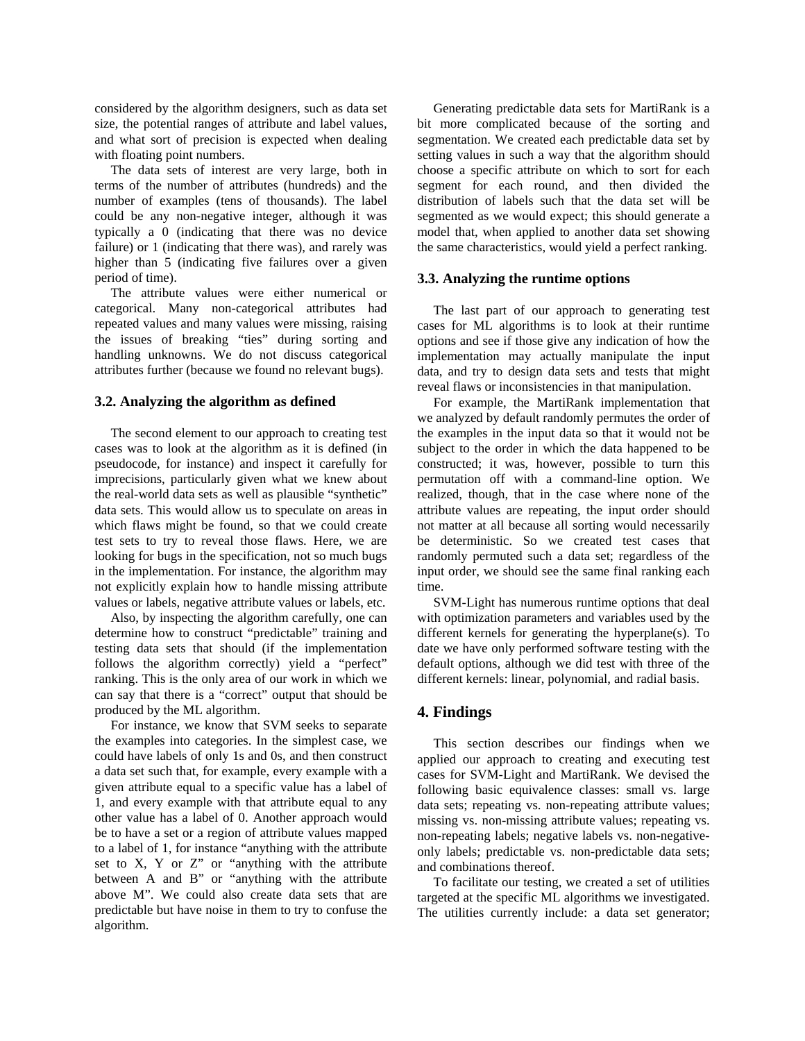considered by the algorithm designers, such as data set size, the potential ranges of attribute and label values, and what sort of precision is expected when dealing with floating point numbers.

The data sets of interest are very large, both in terms of the number of attributes (hundreds) and the number of examples (tens of thousands). The label could be any non-negative integer, although it was typically a 0 (indicating that there was no device failure) or 1 (indicating that there was), and rarely was higher than 5 (indicating five failures over a given period of time).

The attribute values were either numerical or categorical. Many non-categorical attributes had repeated values and many values were missing, raising the issues of breaking "ties" during sorting and handling unknowns. We do not discuss categorical attributes further (because we found no relevant bugs).

### 3.2. Analyzing the algorithm as defined

The second element to our approach to creating test cases was to look at the algorithm as it is defined (in pseudocode, for instance) and inspect it carefully for imprecisions, particularly given what we knew about the real-world data sets as well as plausible "synthetic" data sets. This would allow us to speculate on areas in which flaws might be found, so that we could create test sets to try to reveal those flaws. Here, we are looking for bugs in the specification, not so much bugs in the implementation. For instance, the algorithm may not explicitly explain how to handle missing attribute values or labels, negative attribute values or labels, etc.

Also, by inspecting the algorithm carefully, one can determine how to construct "predictable" training and testing data sets that should (if the implementation follows the algorithm correctly) yield a "perfect" ranking. This is the only area of our work in which we can say that there is a "correct" output that should be produced by the ML algorithm.

For instance, we know that SVM seeks to separate the examples into categories. In the simplest case, we could have labels of only 1s and 0s, and then construct a data set such that, for example, every example with a given attribute equal to a specific value has a label of 1, and every example with that attribute equal to any other value has a label of 0. Another approach would be to have a set or a region of attribute values mapped to a label of 1, for instance "anything with the attribute set to X, Y or Z" or "anything with the attribute between A and B" or "anything with the attribute above M". We could also create data sets that are predictable but have noise in them to try to confuse the algorithm.

Generating predictable data sets for MartiRank is a bit more complicated because of the sorting and segmentation. We created each predictable data set by setting values in such a way that the algorithm should choose a specific attribute on which to sort for each segment for each round, and then divided the distribution of labels such that the data set will be segmented as we would expect; this should generate a model that, when applied to another data set showing the same characteristics, would yield a perfect ranking.

### 3.3. Analyzing the runtime options

The last part of our approach to generating test cases for ML algorithms is to look at their runtime options and see if those give any indication of how the implementation may actually manipulate the input data, and try to design data sets and tests that might reveal flaws or inconsistencies in that manipulation.

For example, the MartiRank implementation that we analyzed by default randomly permutes the order of the examples in the input data so that it would not be subject to the order in which the data happened to be constructed; it was, however, possible to turn this permutation off with a command-line option. We realized, though, that in the case where none of the attribute values are repeating, the input order should not matter at all because all sorting would necessarily be deterministic. So we created test cases that randomly permuted such a data set; regardless of the input order, we should see the same final ranking each time.

SVM-Light has numerous runtime options that deal with optimization parameters and variables used by the different kernels for generating the hyperplane(s). To date we have only performed software testing with the default options, although we did test with three of the different kernels: linear, polynomial, and radial basis.

## 4. Findings

This section describes our findings when we applied our approach to creating and executing test cases for SVM-Light and MartiRank. We devised the following basic equivalence classes: small vs. large data sets; repeating vs. non-repeating attribute values; missing vs. non-missing attribute values; repeating vs. non-repeating labels; negative labels vs. non-negative-only labels; predictable vs. non-predictable data sets; and combinations thereof.

To facilitate our testing, we created a set of utilities targeted at the specific ML algorithms we investigated. The utilities currently include: a data set generator;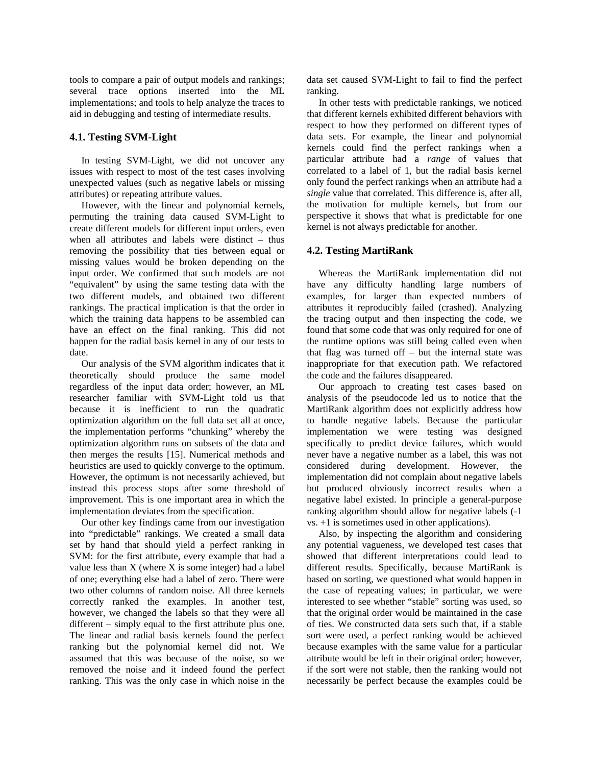tools to compare a pair of output models and rankings; several trace options inserted into the ML implementations; and tools to help analyze the traces to aid in debugging and testing of intermediate results.

### 4.1. Testing SVM-Light

In testing SVM-Light, we did not uncover any issues with respect to most of the test cases involving unexpected values (such as negative labels or missing attributes) or repeating attribute values.

However, with the linear and polynomial kernels, permuting the training data caused SVM-Light to create different models for different input orders, even when all attributes and labels were distinct – thus removing the possibility that ties between equal or missing values would be broken depending on the input order. We confirmed that such models are not "equivalent" by using the same testing data with the two different models, and obtained two different rankings. The practical implication is that the order in which the training data happens to be assembled can have an effect on the final ranking. This did not happen for the radial basis kernel in any of our tests to date.

Our analysis of the SVM algorithm indicates that it theoretically should produce the same model regardless of the input data order; however, an ML researcher familiar with SVM-Light told us that because it is inefficient to run the quadratic optimization algorithm on the full data set all at once, the implementation performs "chunking" whereby the optimization algorithm runs on subsets of the data and then merges the results [15]. Numerical methods and heuristics are used to quickly converge to the optimum. However, the optimum is not necessarily achieved, but instead this process stops after some threshold of improvement. This is one important area in which the implementation deviates from the specification.

Our other key findings came from our investigation into "predictable" rankings. We created a small data set by hand that should yield a perfect ranking in SVM: for the first attribute, every example that had a value less than X (where X is some integer) had a label of one; everything else had a label of zero. There were two other columns of random noise. All three kernels correctly ranked the examples. In another test, however, we changed the labels so that they were all different – simply equal to the first attribute plus one. The linear and radial basis kernels found the perfect ranking but the polynomial kernel did not. We assumed that this was because of the noise, so we removed the noise and it indeed found the perfect ranking. This was the only case in which noise in the data set caused SVM-Light to fail to find the perfect ranking.

In other tests with predictable rankings, we noticed that different kernels exhibited different behaviors with respect to how they performed on different types of data sets. For example, the linear and polynomial kernels could find the perfect rankings when a particular attribute had a *range* of values that correlated to a label of 1, but the radial basis kernel only found the perfect rankings when an attribute had a *single* value that correlated. This difference is, after all, the motivation for multiple kernels, but from our perspective it shows that what is predictable for one kernel is not always predictable for another.

### 4.2. Testing MartiRank

Whereas the MartiRank implementation did not have any difficulty handling large numbers of examples, for larger than expected numbers of attributes it reproducibly failed (crashed). Analyzing the tracing output and then inspecting the code, we found that some code that was only required for one of the runtime options was still being called even when that flag was turned off – but the internal state was inappropriate for that execution path. We refactored the code and the failures disappeared.

Our approach to creating test cases based on analysis of the pseudocode led us to notice that the MartiRank algorithm does not explicitly address how to handle negative labels. Because the particular implementation we were testing was designed specifically to predict device failures, which would never have a negative number as a label, this was not considered during development. However, the implementation did not complain about negative labels but produced obviously incorrect results when a negative label existed. In principle a general-purpose ranking algorithm should allow for negative labels (-1 vs. +1 is sometimes used in other applications).

Also, by inspecting the algorithm and considering any potential vagueness, we developed test cases that showed that different interpretations could lead to different results. Specifically, because MartiRank is based on sorting, we questioned what would happen in the case of repeating values; in particular, we were interested to see whether "stable" sorting was used, so that the original order would be maintained in the case of ties. We constructed data sets such that, if a stable sort were used, a perfect ranking would be achieved because examples with the same value for a particular attribute would be left in their original order; however, if the sort were not stable, then the ranking would not necessarily be perfect because the examples could be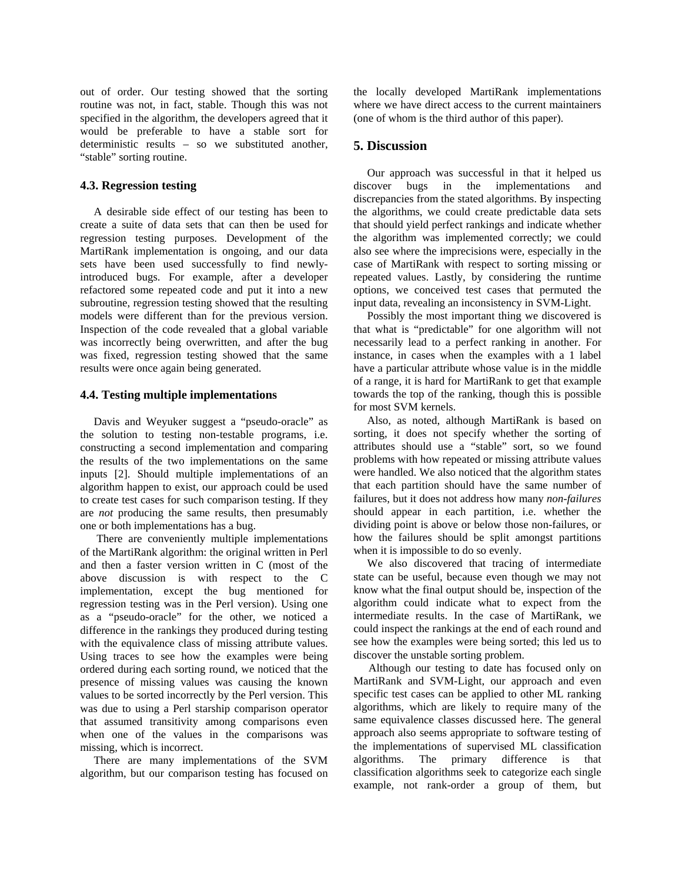out of order. Our testing showed that the sorting routine was not, in fact, stable. Though this was not specified in the algorithm, the developers agreed that it would be preferable to have a stable sort for deterministic results – so we substituted another, "stable" sorting routine.

### 4.3. Regression testing

A desirable side effect of our testing has been to create a suite of data sets that can then be used for regression testing purposes. Development of the MartiRank implementation is ongoing, and our data sets have been used successfully to find newly-introduced bugs. For example, after a developer refactored some repeated code and put it into a new subroutine, regression testing showed that the resulting models were different than for the previous version. Inspection of the code revealed that a global variable was incorrectly being overwritten, and after the bug was fixed, regression testing showed that the same results were once again being generated.

### 4.4. Testing multiple implementations

Davis and Weyuker suggest a "pseudo-oracle" as the solution to testing non-testable programs, i.e. constructing a second implementation and comparing the results of the two implementations on the same inputs [2]. Should multiple implementations of an algorithm happen to exist, our approach could be used to create test cases for such comparison testing. If they are *not* producing the same results, then presumably one or both implementations has a bug.

There are conveniently multiple implementations of the MartiRank algorithm: the original written in Perl and then a faster version written in C (most of the above discussion is with respect to the C implementation, except the bug mentioned for regression testing was in the Perl version). Using one as a "pseudo-oracle" for the other, we noticed a difference in the rankings they produced during testing with the equivalence class of missing attribute values. Using traces to see how the examples were being ordered during each sorting round, we noticed that the presence of missing values was causing the known values to be sorted incorrectly by the Perl version. This was due to using a Perl starship comparison operator that assumed transitivity among comparisons even when one of the values in the comparisons was missing, which is incorrect.

There are many implementations of the SVM algorithm, but our comparison testing has focused on the locally developed MartiRank implementations where we have direct access to the current maintainers (one of whom is the third author of this paper).

## 5. Discussion

Our approach was successful in that it helped us discover bugs in the implementations and discrepancies from the stated algorithms. By inspecting the algorithms, we could create predictable data sets that should yield perfect rankings and indicate whether the algorithm was implemented correctly; we could also see where the imprecisions were, especially in the case of MartiRank with respect to sorting missing or repeated values. Lastly, by considering the runtime options, we conceived test cases that permuted the input data, revealing an inconsistency in SVM-Light.

Possibly the most important thing we discovered is that what is "predictable" for one algorithm will not necessarily lead to a perfect ranking in another. For instance, in cases when the examples with a 1 label have a particular attribute whose value is in the middle of a range, it is hard for MartiRank to get that example towards the top of the ranking, though this is possible for most SVM kernels.

Also, as noted, although MartiRank is based on sorting, it does not specify whether the sorting of attributes should use a "stable" sort, so we found problems with how repeated or missing attribute values were handled. We also noticed that the algorithm states that each partition should have the same number of failures, but it does not address how many *non-failures* should appear in each partition, i.e. whether the dividing point is above or below those non-failures, or how the failures should be split amongst partitions when it is impossible to do so evenly.

We also discovered that tracing of intermediate state can be useful, because even though we may not know what the final output should be, inspection of the algorithm could indicate what to expect from the intermediate results. In the case of MartiRank, we could inspect the rankings at the end of each round and see how the examples were being sorted; this led us to discover the unstable sorting problem.

Although our testing to date has focused only on MartiRank and SVM-Light, our approach and even specific test cases can be applied to other ML ranking algorithms, which are likely to require many of the same equivalence classes discussed here. The general approach also seems appropriate to software testing of the implementations of supervised ML classification algorithms. The primary difference is that classification algorithms seek to categorize each single example, not rank-order a group of them, but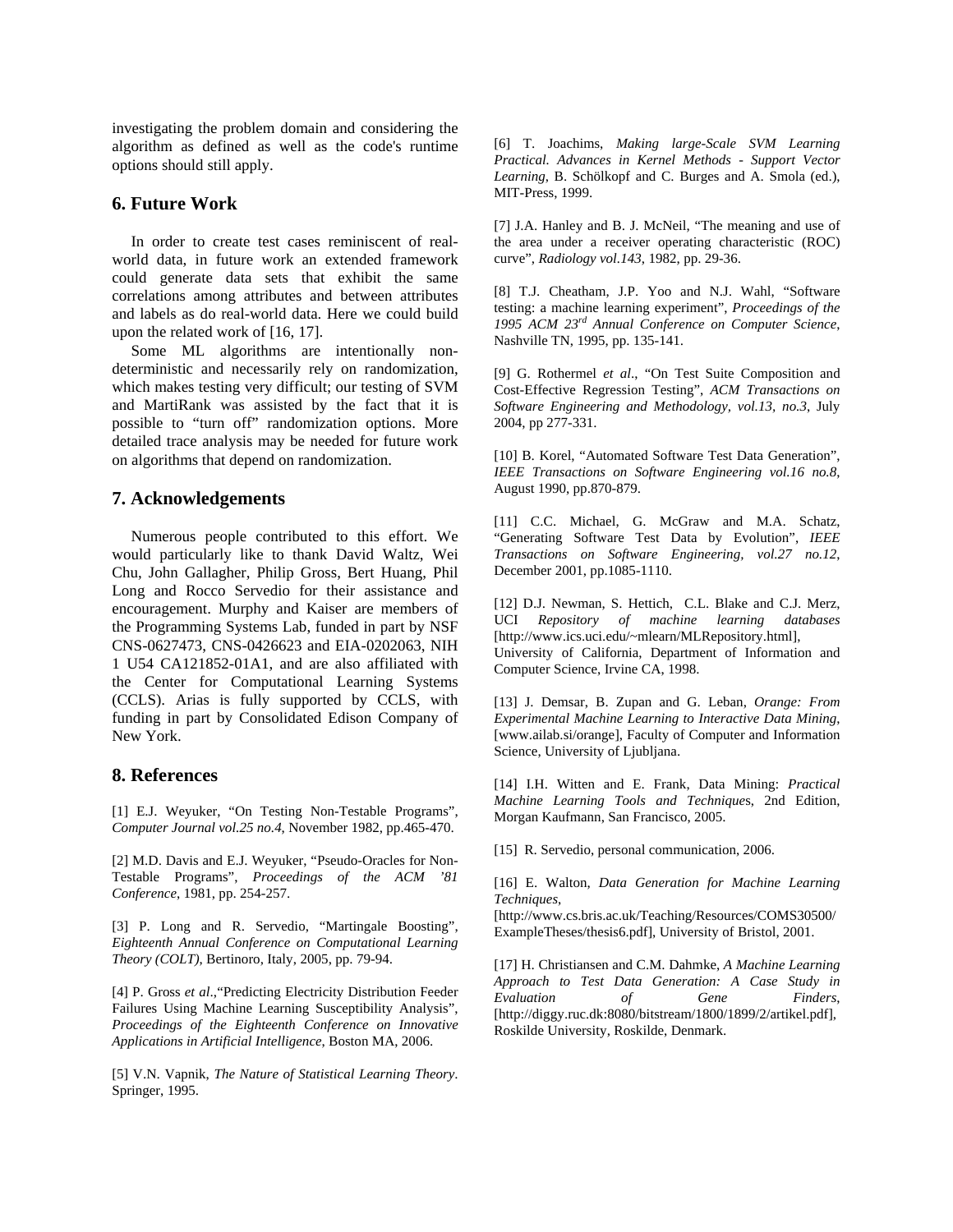investigating the problem domain and considering the algorithm as defined as well as the code's runtime options should still apply.

## 6. Future Work

In order to create test cases reminiscent of real-world data, in future work an extended framework could generate data sets that exhibit the same correlations among attributes and between attributes and labels as do real-world data. Here we could build upon the related work of [16, 17].

Some ML algorithms are intentionally non-deterministic and necessarily rely on randomization, which makes testing very difficult; our testing of SVM and MartiRank was assisted by the fact that it is possible to "turn off" randomization options. More detailed trace analysis may be needed for future work on algorithms that depend on randomization.

## 7. Acknowledgements

Numerous people contributed to this effort. We would particularly like to thank David Waltz, Wei Chu, John Gallagher, Philip Gross, Bert Huang, Phil Long and Rocco Servedio for their assistance and encouragement. Murphy and Kaiser are members of the Programming Systems Lab, funded in part by NSF CNS-0627473, CNS-0426623 and EIA-0202063, NIH 1 U54 CA121852-01A1, and are also affiliated with the Center for Computational Learning Systems (CCLS). Arias is fully supported by CCLS, with funding in part by Consolidated Edison Company of New York.

## 8. References

[1] E.J. Weyuker, "On Testing Non-Testable Programs", *Computer Journal vol.25 no.4*, November 1982, pp.465-470.

[2] M.D. Davis and E.J. Weyuker, "Pseudo-Oracles for Non-Testable Programs", *Proceedings of the ACM '81 Conference*, 1981, pp. 254-257.

[3] P. Long and R. Servedio, "Martingale Boosting", *Eighteenth Annual Conference on Computational Learning Theory (COLT)*, Bertinoro, Italy, 2005, pp. 79-94.

[4] P. Gross *et al*.,"Predicting Electricity Distribution Feeder Failures Using Machine Learning Susceptibility Analysis", *Proceedings of the Eighteenth Conference on Innovative Applications in Artificial Intelligence*, Boston MA, 2006.

[5] V.N. Vapnik, *The Nature of Statistical Learning Theory*. Springer, 1995.

[6] T. Joachims, *Making large-Scale SVM Learning Practical. Advances in Kernel Methods - Support Vector Learning*, B. Schölkopf and C. Burges and A. Smola (ed.), MIT-Press, 1999.

[7] J.A. Hanley and B. J. McNeil, "The meaning and use of the area under a receiver operating characteristic (ROC) curve", *Radiology vol.143*, 1982, pp. 29-36.

[8] T.J. Cheatham, J.P. Yoo and N.J. Wahl, "Software testing: a machine learning experiment", *Proceedings of the 1995 ACM 23rd Annual Conference on Computer Science*, Nashville TN, 1995, pp. 135-141.

[9] G. Rothermel *et al*., "On Test Suite Composition and Cost-Effective Regression Testing", *ACM Transactions on Software Engineering and Methodology, vol.13, no.3*, July 2004, pp 277-331.

[10] B. Korel, "Automated Software Test Data Generation", *IEEE Transactions on Software Engineering vol.16 no.8*, August 1990, pp.870-879.

[11] C.C. Michael, G. McGraw and M.A. Schatz, "Generating Software Test Data by Evolution", *IEEE Transactions on Software Engineering, vol.27 no.12*, December 2001, pp.1085-1110.

[12] D.J. Newman, S. Hettich, C.L. Blake and C.J. Merz, UCI *Repository of machine learning databases* [http://www.ics.uci.edu/~mlearn/MLRepository.html], University of California, Department of Information and Computer Science, Irvine CA, 1998.

[13] J. Demsar, B. Zupan and G. Leban, *Orange: From Experimental Machine Learning to Interactive Data Mining*, [www.ailab.si/orange], Faculty of Computer and Information Science, University of Ljubljana.

[14] I.H. Witten and E. Frank, Data Mining: *Practical Machine Learning Tools and Techniques*, 2nd Edition, Morgan Kaufmann, San Francisco, 2005.

[15] R. Servedio, personal communication, 2006.

[16] E. Walton, *Data Generation for Machine Learning Techniques*, [http://www.cs.bris.ac.uk/Teaching/Resources/COMS30500/ExampleTheses/thesis6.pdf], University of Bristol, 2001.

[17] H. Christiansen and C.M. Dahmke, *A Machine Learning Approach to Test Data Generation: A Case Study in Evaluation of Gene Finders*, [http://diggy.ruc.dk:8080/bitstream/1800/1899/2/artikel.pdf], Roskilde University, Roskilde, Denmark.